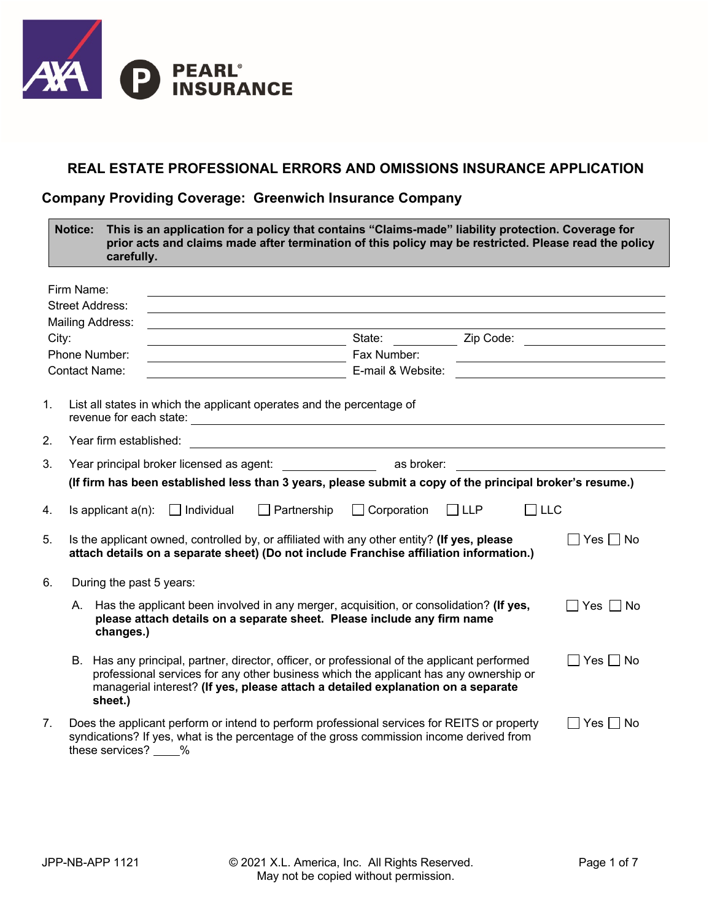# REAL ESTATE PROFESSIONAL ERRORS AND OMISSIONS INSURANCE APPLICATION

## Company Providing Coverage: Greenwich Insurance Company

**Notice: This is an application for a policy that contains "Claims-made" liability protection. Coverage for prior acts and claims made after termination of this policy may be restricted. Please read the policy carefully.**

Firm Name: ______________________________

Street Address: ______________________________

Mailing Address: ______________________________

City: ____________ State: ________ Zip Code: ____________

Phone Number: ____________ Fax Number: ____________

Contact Name: ____________ E-mail & Website: ____________

1. List all states in which the applicant operates and the percentage of revenue for each state: ______________________________

2. Year firm established: ______________________________

3. Year principal broker licensed as agent: ____________ as broker: ____________

   **(If firm has been established less than 3 years, please submit a copy of the principal broker's resume.)**

4. Is applicant a(n): ☐ Individual ☐ Partnership ☐ Corporation ☐ LLP ☐ LLC

5. Is the applicant owned, controlled by, or affiliated with any other entity? **(If yes, please attach details on a separate sheet) (Do not include Franchise affiliation information.)** ☐ Yes ☐ No

6. During the past 5 years:

   A. Has the applicant been involved in any merger, acquisition, or consolidation? **(If yes, please attach details on a separate sheet. Please include any firm name changes.)** ☐ Yes ☐ No

   B. Has any principal, partner, director, officer, or professional of the applicant performed professional services for any other business which the applicant has any ownership or managerial interest? **(If yes, please attach a detailed explanation on a separate sheet.)** ☐ Yes ☐ No

7. Does the applicant perform or intend to perform professional services for REITS or property syndications? If yes, what is the percentage of the gross commission income derived from these services? ____% ☐ Yes ☐ No

JPP-NB-APP 1121

© 2021 X.L. America, Inc. All Rights Reserved.
May not be copied without permission.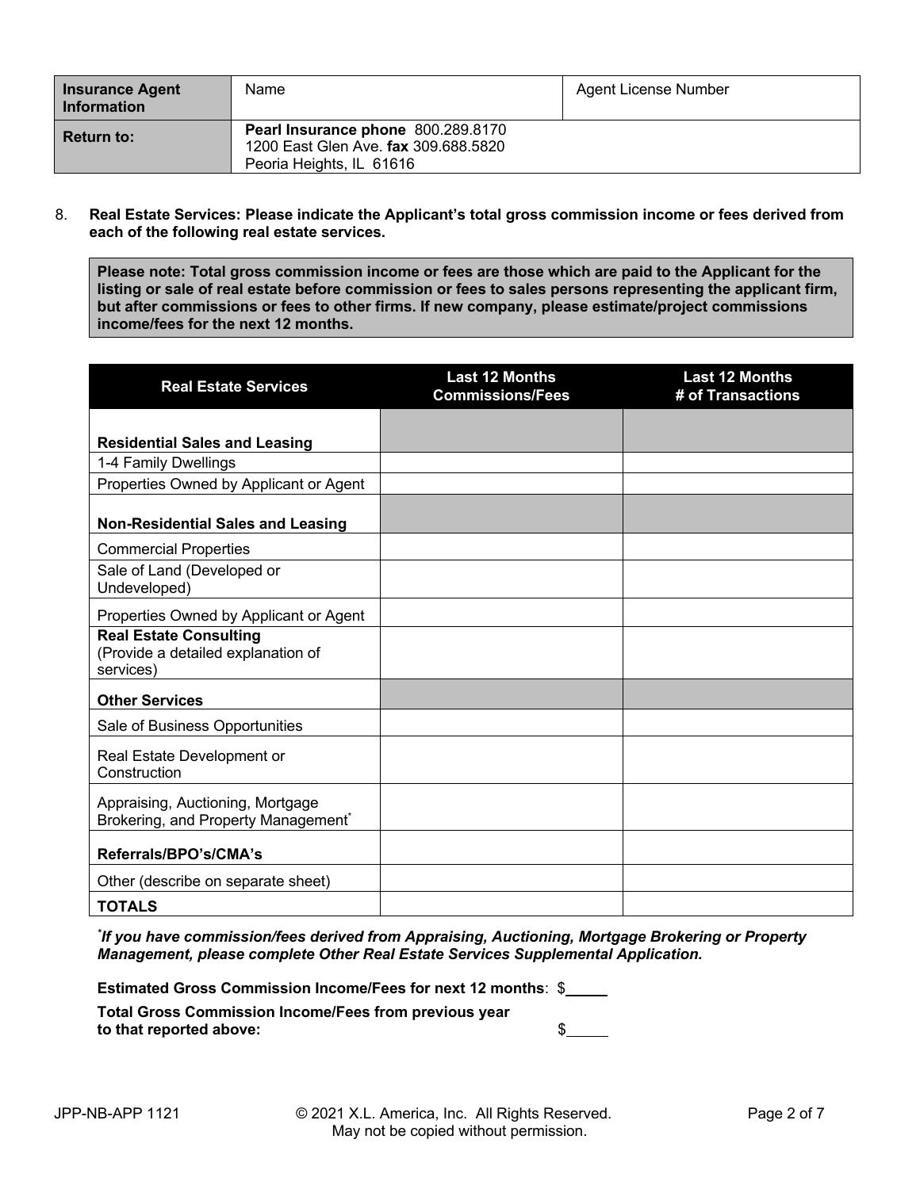| Insurance Agent Information | Name | Agent License Number |
| --- | --- | --- |
| **Return to:** | **Pearl Insurance phone** 800.289.8170<br>1200 East Glen Ave. **fax** 309.688.5820<br>Peoria Heights, IL 61616 | |

8. **Real Estate Services: Please indicate the Applicant's total gross commission income or fees derived from each of the following real estate services.**

**Please note: Total gross commission income or fees are those which are paid to the Applicant for the listing or sale of real estate before commission or fees to sales persons representing the applicant firm, but after commissions or fees to other firms. If new company, please estimate/project commissions income/fees for the next 12 months.**

| Real Estate Services | Last 12 Months Commissions/Fees | Last 12 Months # of Transactions |
| --- | --- | --- |
| **Residential Sales and Leasing** | | |
| 1-4 Family Dwellings | | |
| Properties Owned by Applicant or Agent | | |
| **Non-Residential Sales and Leasing** | | |
| Commercial Properties | | |
| Sale of Land (Developed or Undeveloped) | | |
| Properties Owned by Applicant or Agent | | |
| **Real Estate Consulting** (Provide a detailed explanation of services) | | |
| **Other Services** | | |
| Sale of Business Opportunities | | |
| Real Estate Development or Construction | | |
| Appraising, Auctioning, Mortgage Brokering, and Property Management* | | |
| **Referrals/BPO's/CMA's** | | |
| Other (describe on separate sheet) | | |
| **TOTALS** | | |

****If you have commission/fees derived from Appraising, Auctioning, Mortgage Brokering or Property Management, please complete Other Real Estate Services Supplemental Application.***

**Estimated Gross Commission Income/Fees for next 12 months**: $\_\_\_\_\_

**Total Gross Commission Income/Fees from previous year to that reported above:** $\_\_\_\_\_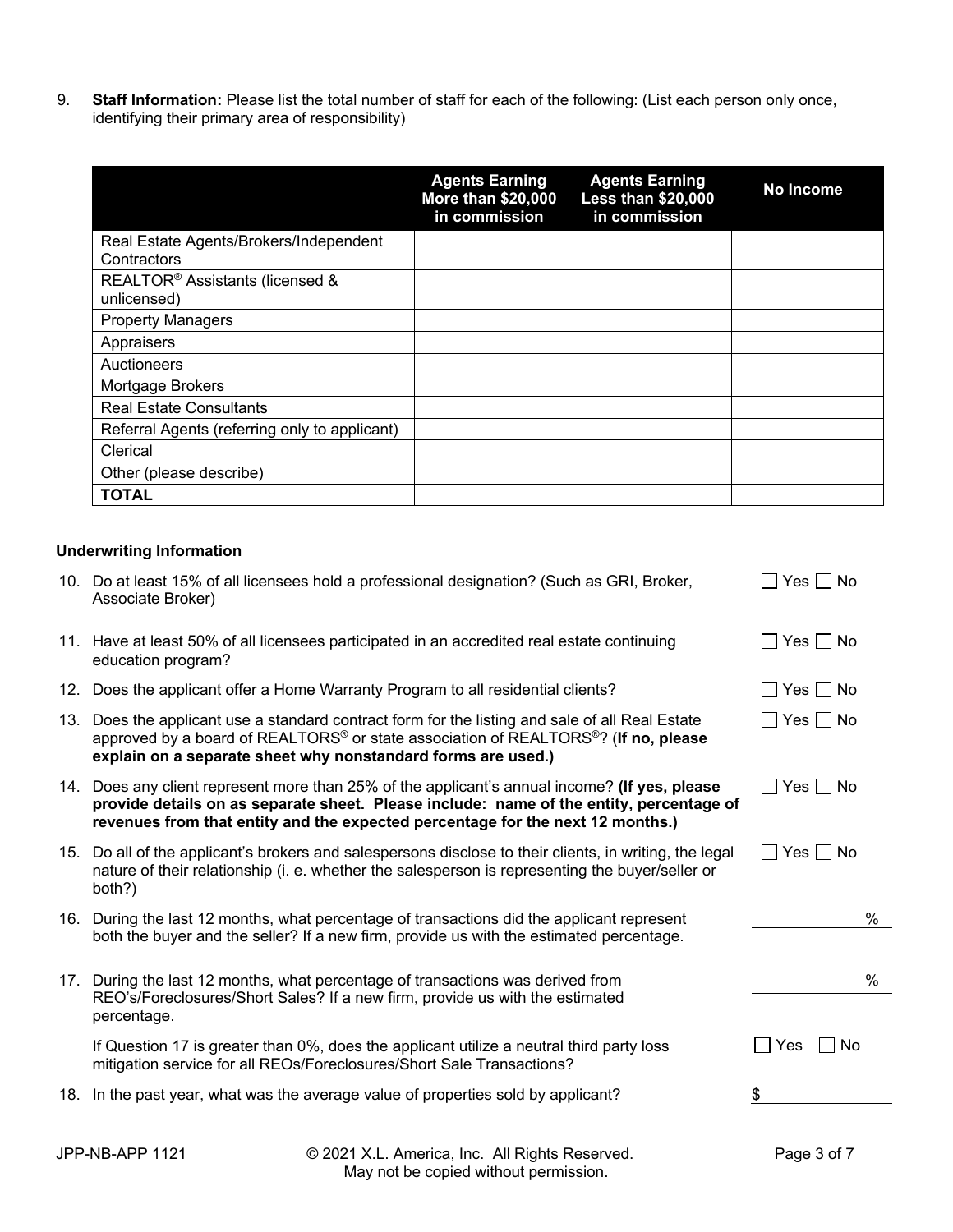9. **Staff Information:** Please list the total number of staff for each of the following: (List each person only once, identifying their primary area of responsibility)

| | Agents Earning More than $20,000 in commission | Agents Earning Less than $20,000 in commission | No Income |
|---|---|---|---|
| Real Estate Agents/Brokers/Independent Contractors | | | |
| REALTOR® Assistants (licensed & unlicensed) | | | |
| Property Managers | | | |
| Appraisers | | | |
| Auctioneers | | | |
| Mortgage Brokers | | | |
| Real Estate Consultants | | | |
| Referral Agents (referring only to applicant) | | | |
| Clerical | | | |
| Other (please describe) | | | |
| **TOTAL** | | | |

**Underwriting Information**

10. Do at least 15% of all licensees hold a professional designation? (Such as GRI, Broker, Associate Broker) ☐ Yes ☐ No

11. Have at least 50% of all licensees participated in an accredited real estate continuing education program? ☐ Yes ☐ No

12. Does the applicant offer a Home Warranty Program to all residential clients? ☐ Yes ☐ No

13. Does the applicant use a standard contract form for the listing and sale of all Real Estate approved by a board of REALTORS® or state association of REALTORS®? (**If no, please explain on a separate sheet why nonstandard forms are used.)** ☐ Yes ☐ No

14. Does any client represent more than 25% of the applicant's annual income? **(If yes, please provide details on as separate sheet. Please include: name of the entity, percentage of revenues from that entity and the expected percentage for the next 12 months.)** ☐ Yes ☐ No

15. Do all of the applicant's brokers and salespersons disclose to their clients, in writing, the legal nature of their relationship (i. e. whether the salesperson is representing the buyer/seller or both?) ☐ Yes ☐ No

16. During the last 12 months, what percentage of transactions did the applicant represent both the buyer and the seller? If a new firm, provide us with the estimated percentage. ________%

17. During the last 12 months, what percentage of transactions was derived from REO's/Foreclosures/Short Sales? If a new firm, provide us with the estimated percentage. ________%

    If Question 17 is greater than 0%, does the applicant utilize a neutral third party loss mitigation service for all REOs/Foreclosures/Short Sale Transactions? ☐ Yes ☐ No

18. In the past year, what was the average value of properties sold by applicant? $________

JPP-NB-APP 1121

© 2021 X.L. America, Inc. All Rights Reserved. May not be copied without permission.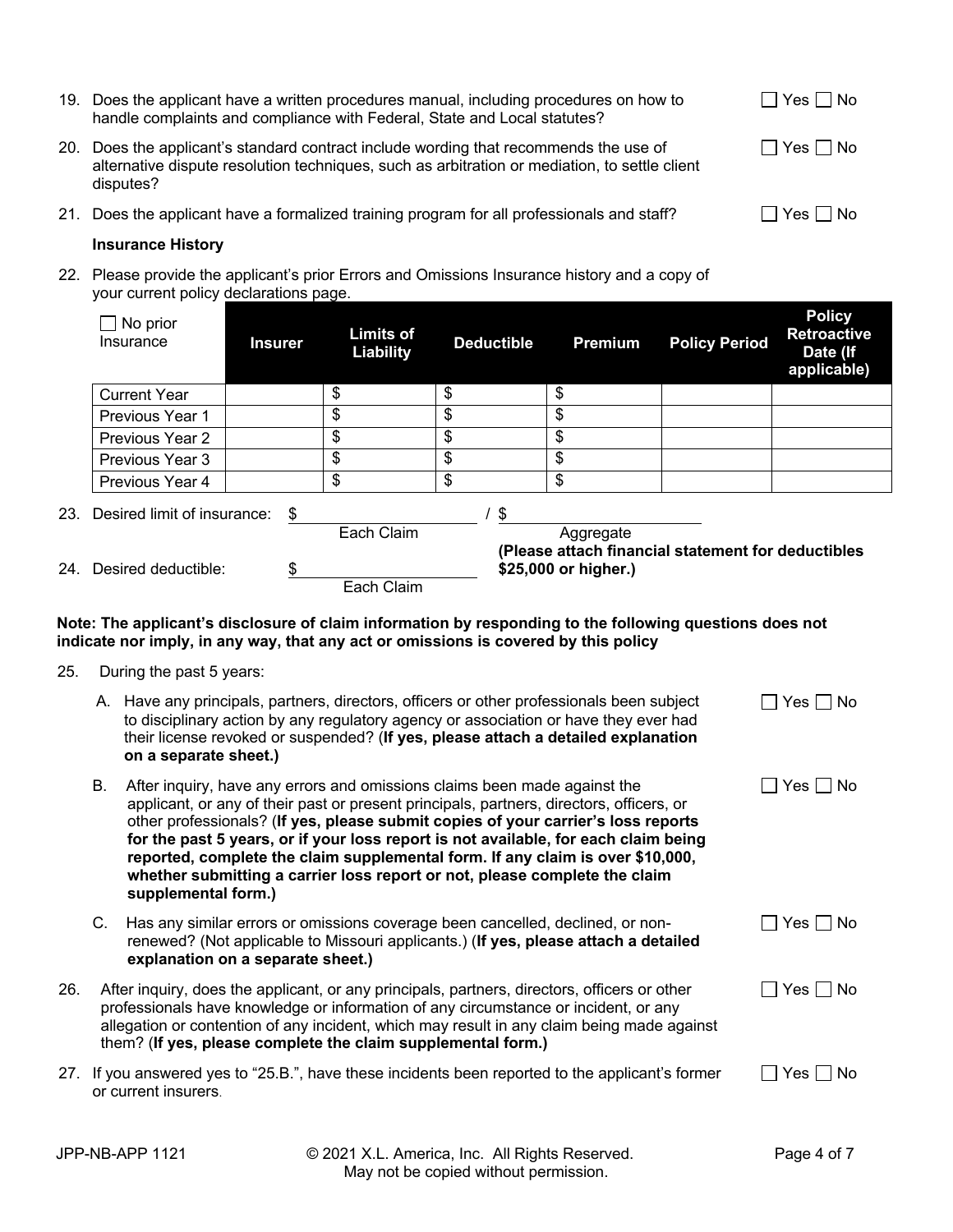19. Does the applicant have a written procedures manual, including procedures on how to handle complaints and compliance with Federal, State and Local statutes? ☐ Yes ☐ No

20. Does the applicant's standard contract include wording that recommends the use of alternative dispute resolution techniques, such as arbitration or mediation, to settle client disputes? ☐ Yes ☐ No

21. Does the applicant have a formalized training program for all professionals and staff? ☐ Yes ☐ No

**Insurance History**

22. Please provide the applicant's prior Errors and Omissions Insurance history and a copy of your current policy declarations page.

| ☐ No prior Insurance | Insurer | Limits of Liability | Deductible | Premium | Policy Period | Policy Retroactive Date (If applicable) |
|---|---|---|---|---|---|---|
| Current Year | | $ | $ | $ | | |
| Previous Year 1 | | $ | $ | $ | | |
| Previous Year 2 | | $ | $ | $ | | |
| Previous Year 3 | | $ | $ | $ | | |
| Previous Year 4 | | $ | $ | $ | | |

23. Desired limit of insurance: $ ____________ / $ ____________
Each Claim / Aggregate

24. Desired deductible: $ ____________ Each Claim
**(Please attach financial statement for deductibles $25,000 or higher.)**

**Note: The applicant's disclosure of claim information by responding to the following questions does not indicate nor imply, in any way, that any act or omissions is covered by this policy**

25. During the past 5 years:

A. Have any principals, partners, directors, officers or other professionals been subject to disciplinary action by any regulatory agency or association or have they ever had their license revoked or suspended? (**If yes, please attach a detailed explanation on a separate sheet.)** ☐ Yes ☐ No

B. After inquiry, have any errors and omissions claims been made against the applicant, or any of their past or present principals, partners, directors, officers, or other professionals? (**If yes, please submit copies of your carrier's loss reports for the past 5 years, or if your loss report is not available, for each claim being reported, complete the claim supplemental form. If any claim is over $10,000, whether submitting a carrier loss report or not, please complete the claim supplemental form.)** ☐ Yes ☐ No

C. Has any similar errors or omissions coverage been cancelled, declined, or non-renewed? (Not applicable to Missouri applicants.) (**If yes, please attach a detailed explanation on a separate sheet.)** ☐ Yes ☐ No

26. After inquiry, does the applicant, or any principals, partners, directors, officers or other professionals have knowledge or information of any circumstance or incident, or any allegation or contention of any incident, which may result in any claim being made against them? (**If yes, please complete the claim supplemental form.)** ☐ Yes ☐ No

27. If you answered yes to "25.B.", have these incidents been reported to the applicant's former or current insurers. ☐ Yes ☐ No

JPP-NB-APP 1121 © 2021 X.L. America, Inc. All Rights Reserved. May not be copied without permission.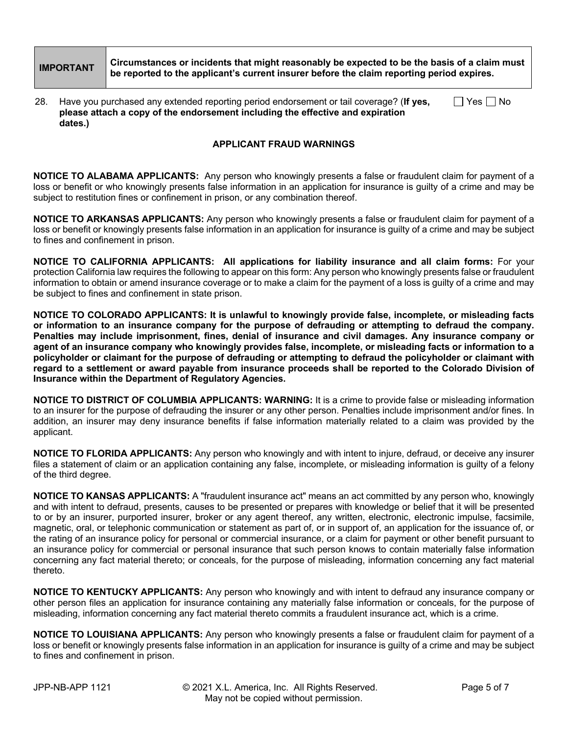| IMPORTANT | Circumstances or incidents that might reasonably be expected to be the basis of a claim must be reported to the applicant's current insurer before the claim reporting period expires. |
|---|---|

28. Have you purchased any extended reporting period endorsement or tail coverage? (**If yes, please attach a copy of the endorsement including the effective and expiration dates.)** ☐ Yes ☐ No

## APPLICANT FRAUD WARNINGS

**NOTICE TO ALABAMA APPLICANTS:** Any person who knowingly presents a false or fraudulent claim for payment of a loss or benefit or who knowingly presents false information in an application for insurance is guilty of a crime and may be subject to restitution fines or confinement in prison, or any combination thereof.

**NOTICE TO ARKANSAS APPLICANTS:** Any person who knowingly presents a false or fraudulent claim for payment of a loss or benefit or knowingly presents false information in an application for insurance is guilty of a crime and may be subject to fines and confinement in prison.

**NOTICE TO CALIFORNIA APPLICANTS: All applications for liability insurance and all claim forms:** For your protection California law requires the following to appear on this form: Any person who knowingly presents false or fraudulent information to obtain or amend insurance coverage or to make a claim for the payment of a loss is guilty of a crime and may be subject to fines and confinement in state prison.

**NOTICE TO COLORADO APPLICANTS: It is unlawful to knowingly provide false, incomplete, or misleading facts or information to an insurance company for the purpose of defrauding or attempting to defraud the company. Penalties may include imprisonment, fines, denial of insurance and civil damages. Any insurance company or agent of an insurance company who knowingly provides false, incomplete, or misleading facts or information to a policyholder or claimant for the purpose of defrauding or attempting to defraud the policyholder or claimant with regard to a settlement or award payable from insurance proceeds shall be reported to the Colorado Division of Insurance within the Department of Regulatory Agencies.**

**NOTICE TO DISTRICT OF COLUMBIA APPLICANTS: WARNING:** It is a crime to provide false or misleading information to an insurer for the purpose of defrauding the insurer or any other person. Penalties include imprisonment and/or fines. In addition, an insurer may deny insurance benefits if false information materially related to a claim was provided by the applicant.

**NOTICE TO FLORIDA APPLICANTS:** Any person who knowingly and with intent to injure, defraud, or deceive any insurer files a statement of claim or an application containing any false, incomplete, or misleading information is guilty of a felony of the third degree.

**NOTICE TO KANSAS APPLICANTS:** A "fraudulent insurance act" means an act committed by any person who, knowingly and with intent to defraud, presents, causes to be presented or prepares with knowledge or belief that it will be presented to or by an insurer, purported insurer, broker or any agent thereof, any written, electronic, electronic impulse, facsimile, magnetic, oral, or telephonic communication or statement as part of, or in support of, an application for the issuance of, or the rating of an insurance policy for personal or commercial insurance, or a claim for payment or other benefit pursuant to an insurance policy for commercial or personal insurance that such person knows to contain materially false information concerning any fact material thereto; or conceals, for the purpose of misleading, information concerning any fact material thereto.

**NOTICE TO KENTUCKY APPLICANTS:** Any person who knowingly and with intent to defraud any insurance company or other person files an application for insurance containing any materially false information or conceals, for the purpose of misleading, information concerning any fact material thereto commits a fraudulent insurance act, which is a crime.

**NOTICE TO LOUISIANA APPLICANTS:** Any person who knowingly presents a false or fraudulent claim for payment of a loss or benefit or knowingly presents false information in an application for insurance is guilty of a crime and may be subject to fines and confinement in prison.

JPP-NB-APP 1121 © 2021 X.L. America, Inc. All Rights Reserved. May not be copied without permission.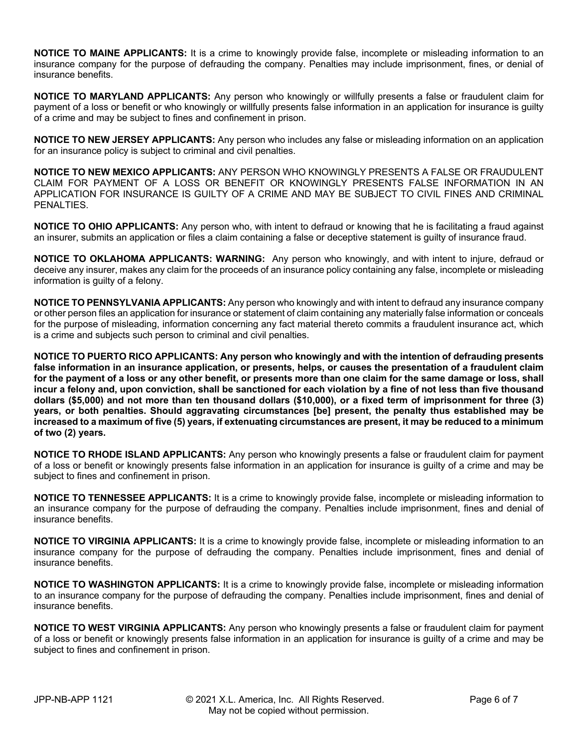**NOTICE TO MAINE APPLICANTS:** It is a crime to knowingly provide false, incomplete or misleading information to an insurance company for the purpose of defrauding the company. Penalties may include imprisonment, fines, or denial of insurance benefits.

**NOTICE TO MARYLAND APPLICANTS:** Any person who knowingly or willfully presents a false or fraudulent claim for payment of a loss or benefit or who knowingly or willfully presents false information in an application for insurance is guilty of a crime and may be subject to fines and confinement in prison.

**NOTICE TO NEW JERSEY APPLICANTS:** Any person who includes any false or misleading information on an application for an insurance policy is subject to criminal and civil penalties.

**NOTICE TO NEW MEXICO APPLICANTS:** ANY PERSON WHO KNOWINGLY PRESENTS A FALSE OR FRAUDULENT CLAIM FOR PAYMENT OF A LOSS OR BENEFIT OR KNOWINGLY PRESENTS FALSE INFORMATION IN AN APPLICATION FOR INSURANCE IS GUILTY OF A CRIME AND MAY BE SUBJECT TO CIVIL FINES AND CRIMINAL PENALTIES.

**NOTICE TO OHIO APPLICANTS:** Any person who, with intent to defraud or knowing that he is facilitating a fraud against an insurer, submits an application or files a claim containing a false or deceptive statement is guilty of insurance fraud.

**NOTICE TO OKLAHOMA APPLICANTS: WARNING:** Any person who knowingly, and with intent to injure, defraud or deceive any insurer, makes any claim for the proceeds of an insurance policy containing any false, incomplete or misleading information is guilty of a felony.

**NOTICE TO PENNSYLVANIA APPLICANTS:** Any person who knowingly and with intent to defraud any insurance company or other person files an application for insurance or statement of claim containing any materially false information or conceals for the purpose of misleading, information concerning any fact material thereto commits a fraudulent insurance act, which is a crime and subjects such person to criminal and civil penalties.

**NOTICE TO PUERTO RICO APPLICANTS: Any person who knowingly and with the intention of defrauding presents false information in an insurance application, or presents, helps, or causes the presentation of a fraudulent claim for the payment of a loss or any other benefit, or presents more than one claim for the same damage or loss, shall incur a felony and, upon conviction, shall be sanctioned for each violation by a fine of not less than five thousand dollars ($5,000) and not more than ten thousand dollars ($10,000), or a fixed term of imprisonment for three (3) years, or both penalties. Should aggravating circumstances [be] present, the penalty thus established may be increased to a maximum of five (5) years, if extenuating circumstances are present, it may be reduced to a minimum of two (2) years.**

**NOTICE TO RHODE ISLAND APPLICANTS:** Any person who knowingly presents a false or fraudulent claim for payment of a loss or benefit or knowingly presents false information in an application for insurance is guilty of a crime and may be subject to fines and confinement in prison.

**NOTICE TO TENNESSEE APPLICANTS:** It is a crime to knowingly provide false, incomplete or misleading information to an insurance company for the purpose of defrauding the company. Penalties include imprisonment, fines and denial of insurance benefits.

**NOTICE TO VIRGINIA APPLICANTS:** It is a crime to knowingly provide false, incomplete or misleading information to an insurance company for the purpose of defrauding the company. Penalties include imprisonment, fines and denial of insurance benefits.

**NOTICE TO WASHINGTON APPLICANTS:** It is a crime to knowingly provide false, incomplete or misleading information to an insurance company for the purpose of defrauding the company. Penalties include imprisonment, fines and denial of insurance benefits.

**NOTICE TO WEST VIRGINIA APPLICANTS:** Any person who knowingly presents a false or fraudulent claim for payment of a loss or benefit or knowingly presents false information in an application for insurance is guilty of a crime and may be subject to fines and confinement in prison.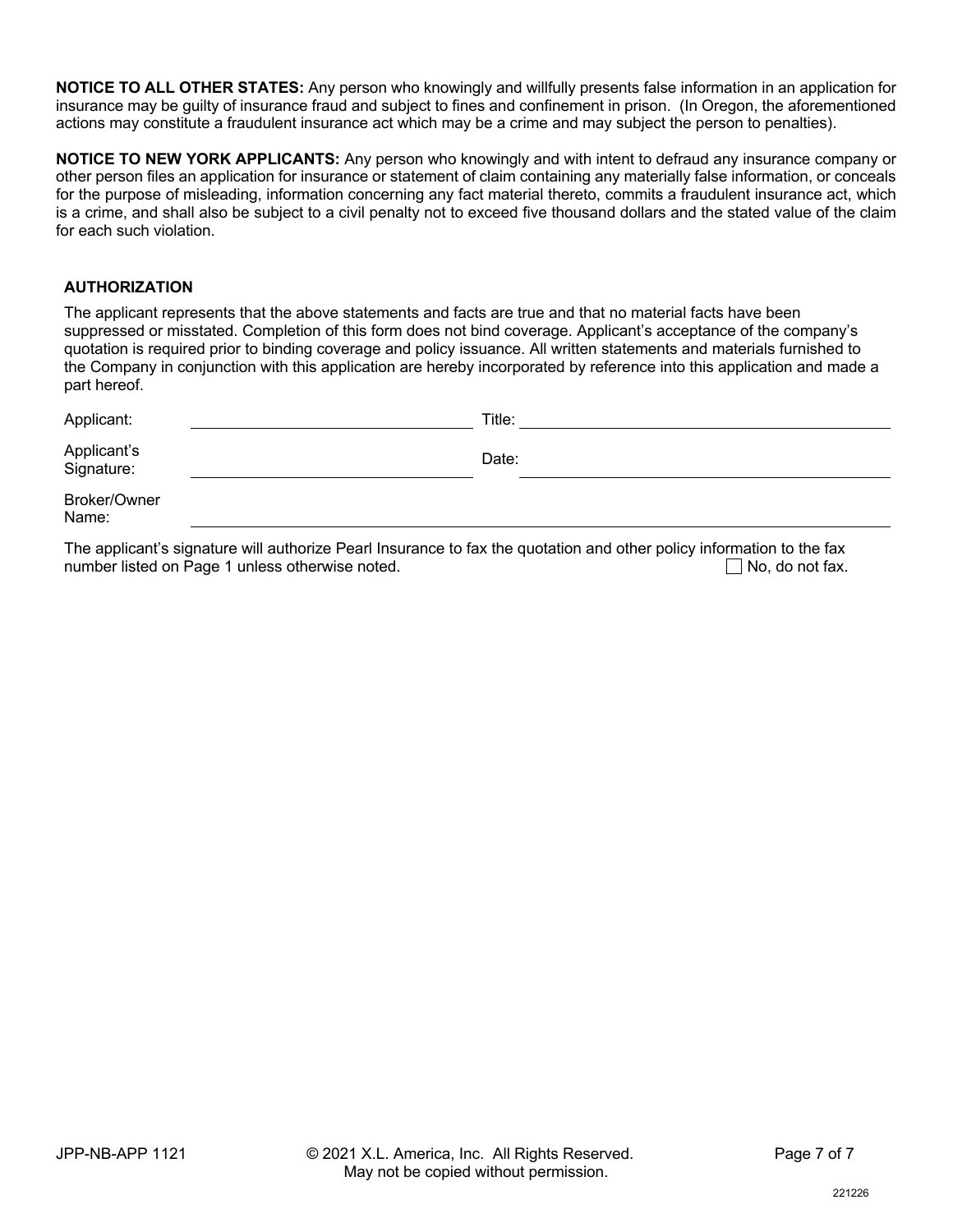**NOTICE TO ALL OTHER STATES:** Any person who knowingly and willfully presents false information in an application for insurance may be guilty of insurance fraud and subject to fines and confinement in prison. (In Oregon, the aforementioned actions may constitute a fraudulent insurance act which may be a crime and may subject the person to penalties).

**NOTICE TO NEW YORK APPLICANTS:** Any person who knowingly and with intent to defraud any insurance company or other person files an application for insurance or statement of claim containing any materially false information, or conceals for the purpose of misleading, information concerning any fact material thereto, commits a fraudulent insurance act, which is a crime, and shall also be subject to a civil penalty not to exceed five thousand dollars and the stated value of the claim for each such violation.

## AUTHORIZATION

The applicant represents that the above statements and facts are true and that no material facts have been suppressed or misstated. Completion of this form does not bind coverage. Applicant's acceptance of the company's quotation is required prior to binding coverage and policy issuance. All written statements and materials furnished to the Company in conjunction with this application are hereby incorporated by reference into this application and made a part hereof.

Applicant: ______________________ Title: ______________________

Applicant's Signature: ______________________ Date: ______________________

Broker/Owner Name: ______________________________________________

The applicant's signature will authorize Pearl Insurance to fax the quotation and other policy information to the fax number listed on Page 1 unless otherwise noted. ☐ No, do not fax.

JPP-NB-APP 1121

© 2021 X.L. America, Inc. All Rights Reserved.
May not be copied without permission.

221226